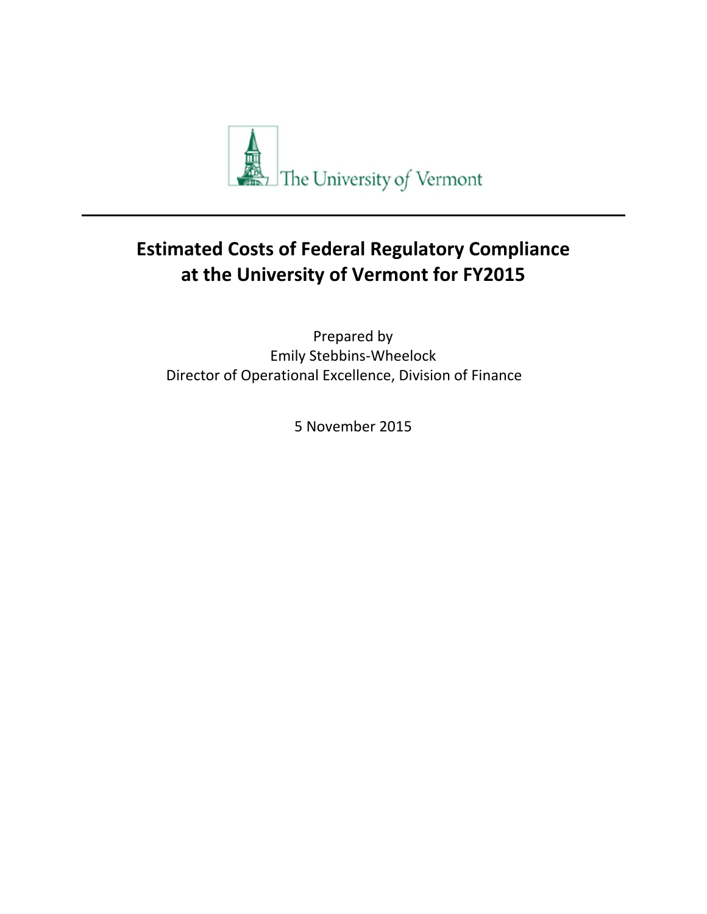The University of Vermont

---

# Estimated Costs of Federal Regulatory Compliance at the University of Vermont for FY2015

Prepared by
Emily Stebbins-Wheelock
Director of Operational Excellence, Division of Finance

5 November 2015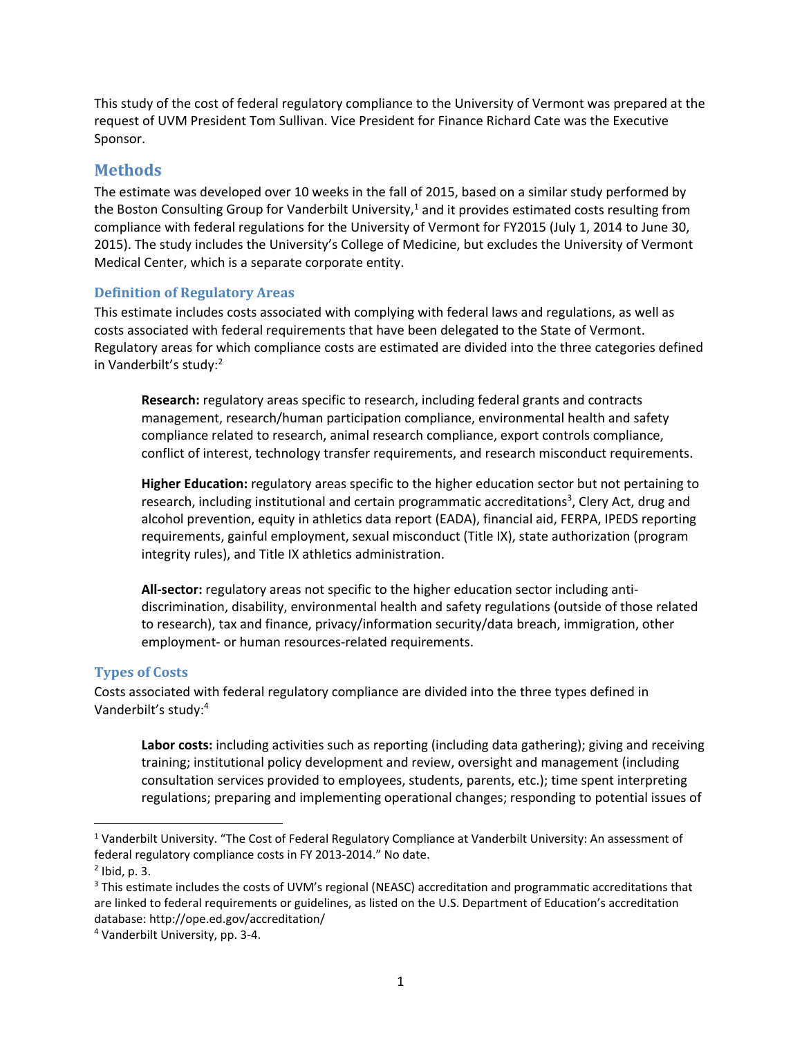This study of the cost of federal regulatory compliance to the University of Vermont was prepared at the request of UVM President Tom Sullivan. Vice President for Finance Richard Cate was the Executive Sponsor.

## Methods

The estimate was developed over 10 weeks in the fall of 2015, based on a similar study performed by the Boston Consulting Group for Vanderbilt University,[1] and it provides estimated costs resulting from compliance with federal regulations for the University of Vermont for FY2015 (July 1, 2014 to June 30, 2015). The study includes the University's College of Medicine, but excludes the University of Vermont Medical Center, which is a separate corporate entity.

### Definition of Regulatory Areas

This estimate includes costs associated with complying with federal laws and regulations, as well as costs associated with federal requirements that have been delegated to the State of Vermont. Regulatory areas for which compliance costs are estimated are divided into the three categories defined in Vanderbilt's study:[2]

> **Research:** regulatory areas specific to research, including federal grants and contracts management, research/human participation compliance, environmental health and safety compliance related to research, animal research compliance, export controls compliance, conflict of interest, technology transfer requirements, and research misconduct requirements.
>
> **Higher Education:** regulatory areas specific to the higher education sector but not pertaining to research, including institutional and certain programmatic accreditations[3], Clery Act, drug and alcohol prevention, equity in athletics data report (EADA), financial aid, FERPA, IPEDS reporting requirements, gainful employment, sexual misconduct (Title IX), state authorization (program integrity rules), and Title IX athletics administration.
>
> **All-sector:** regulatory areas not specific to the higher education sector including anti-discrimination, disability, environmental health and safety regulations (outside of those related to research), tax and finance, privacy/information security/data breach, immigration, other employment- or human resources-related requirements.

### Types of Costs

Costs associated with federal regulatory compliance are divided into the three types defined in Vanderbilt's study:[4]

> **Labor costs:** including activities such as reporting (including data gathering); giving and receiving training; institutional policy development and review, oversight and management (including consultation services provided to employees, students, parents, etc.); time spent interpreting regulations; preparing and implementing operational changes; responding to potential issues of

---

[1] Vanderbilt University. "The Cost of Federal Regulatory Compliance at Vanderbilt University: An assessment of federal regulatory compliance costs in FY 2013-2014." No date.

[2] Ibid, p. 3.

[3] This estimate includes the costs of UVM's regional (NEASC) accreditation and programmatic accreditations that are linked to federal requirements or guidelines, as listed on the U.S. Department of Education's accreditation database: http://ope.ed.gov/accreditation/

[4] Vanderbilt University, pp. 3-4.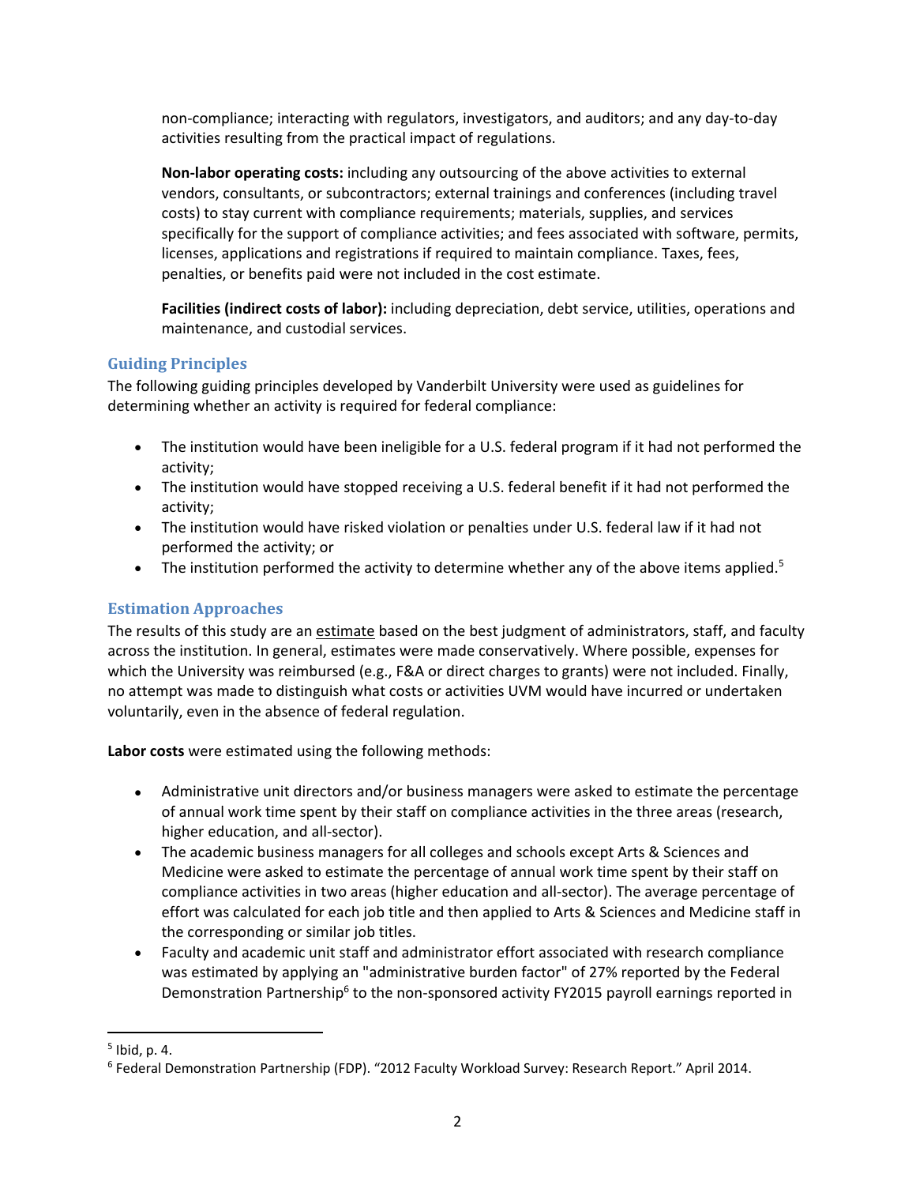non-compliance; interacting with regulators, investigators, and auditors; and any day-to-day activities resulting from the practical impact of regulations.

**Non-labor operating costs:** including any outsourcing of the above activities to external vendors, consultants, or subcontractors; external trainings and conferences (including travel costs) to stay current with compliance requirements; materials, supplies, and services specifically for the support of compliance activities; and fees associated with software, permits, licenses, applications and registrations if required to maintain compliance. Taxes, fees, penalties, or benefits paid were not included in the cost estimate.

**Facilities (indirect costs of labor):** including depreciation, debt service, utilities, operations and maintenance, and custodial services.

### Guiding Principles

The following guiding principles developed by Vanderbilt University were used as guidelines for determining whether an activity is required for federal compliance:

- The institution would have been ineligible for a U.S. federal program if it had not performed the activity;
- The institution would have stopped receiving a U.S. federal benefit if it had not performed the activity;
- The institution would have risked violation or penalties under U.S. federal law if it had not performed the activity; or
- The institution performed the activity to determine whether any of the above items applied.[5]

### Estimation Approaches

The results of this study are an estimate based on the best judgment of administrators, staff, and faculty across the institution. In general, estimates were made conservatively. Where possible, expenses for which the University was reimbursed (e.g., F&A or direct charges to grants) were not included. Finally, no attempt was made to distinguish what costs or activities UVM would have incurred or undertaken voluntarily, even in the absence of federal regulation.

**Labor costs** were estimated using the following methods:

- Administrative unit directors and/or business managers were asked to estimate the percentage of annual work time spent by their staff on compliance activities in the three areas (research, higher education, and all-sector).
- The academic business managers for all colleges and schools except Arts & Sciences and Medicine were asked to estimate the percentage of annual work time spent by their staff on compliance activities in two areas (higher education and all-sector). The average percentage of effort was calculated for each job title and then applied to Arts & Sciences and Medicine staff in the corresponding or similar job titles.
- Faculty and academic unit staff and administrator effort associated with research compliance was estimated by applying an "administrative burden factor" of 27% reported by the Federal Demonstration Partnership[6] to the non-sponsored activity FY2015 payroll earnings reported in

---

[5] Ibid, p. 4.

[6] Federal Demonstration Partnership (FDP). "2012 Faculty Workload Survey: Research Report." April 2014.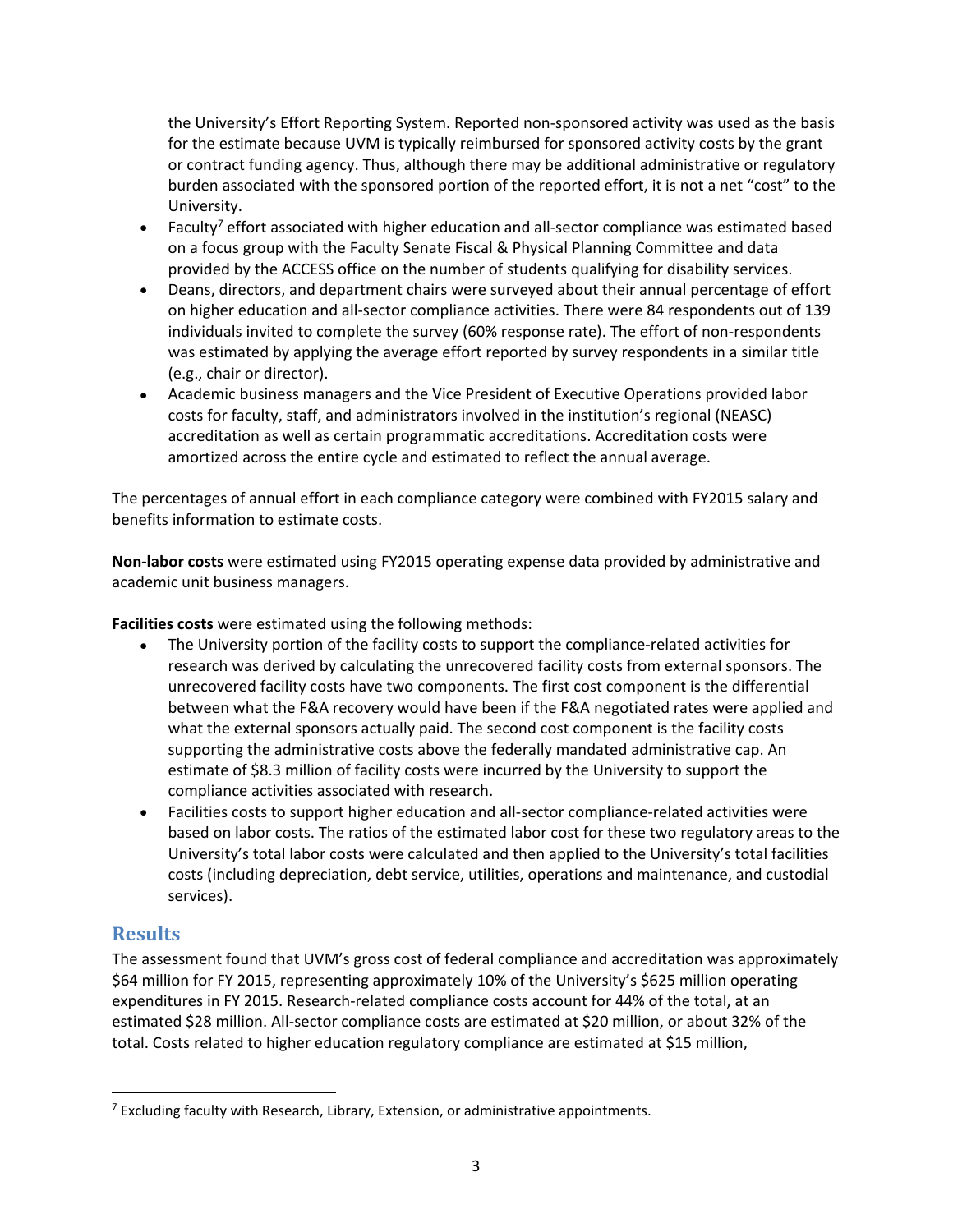the University's Effort Reporting System. Reported non-sponsored activity was used as the basis for the estimate because UVM is typically reimbursed for sponsored activity costs by the grant or contract funding agency. Thus, although there may be additional administrative or regulatory burden associated with the sponsored portion of the reported effort, it is not a net "cost" to the University.

- Faculty[7] effort associated with higher education and all-sector compliance was estimated based on a focus group with the Faculty Senate Fiscal & Physical Planning Committee and data provided by the ACCESS office on the number of students qualifying for disability services.
- Deans, directors, and department chairs were surveyed about their annual percentage of effort on higher education and all-sector compliance activities. There were 84 respondents out of 139 individuals invited to complete the survey (60% response rate). The effort of non-respondents was estimated by applying the average effort reported by survey respondents in a similar title (e.g., chair or director).
- Academic business managers and the Vice President of Executive Operations provided labor costs for faculty, staff, and administrators involved in the institution's regional (NEASC) accreditation as well as certain programmatic accreditations. Accreditation costs were amortized across the entire cycle and estimated to reflect the annual average.

The percentages of annual effort in each compliance category were combined with FY2015 salary and benefits information to estimate costs.

**Non-labor costs** were estimated using FY2015 operating expense data provided by administrative and academic unit business managers.

**Facilities costs** were estimated using the following methods:

- The University portion of the facility costs to support the compliance-related activities for research was derived by calculating the unrecovered facility costs from external sponsors. The unrecovered facility costs have two components. The first cost component is the differential between what the F&A recovery would have been if the F&A negotiated rates were applied and what the external sponsors actually paid. The second cost component is the facility costs supporting the administrative costs above the federally mandated administrative cap. An estimate of $8.3 million of facility costs were incurred by the University to support the compliance activities associated with research.
- Facilities costs to support higher education and all-sector compliance-related activities were based on labor costs. The ratios of the estimated labor cost for these two regulatory areas to the University's total labor costs were calculated and then applied to the University's total facilities costs (including depreciation, debt service, utilities, operations and maintenance, and custodial services).

## Results

The assessment found that UVM's gross cost of federal compliance and accreditation was approximately $64 million for FY 2015, representing approximately 10% of the University's $625 million operating expenditures in FY 2015. Research-related compliance costs account for 44% of the total, at an estimated $28 million. All-sector compliance costs are estimated at $20 million, or about 32% of the total. Costs related to higher education regulatory compliance are estimated at $15 million,

[7] Excluding faculty with Research, Library, Extension, or administrative appointments.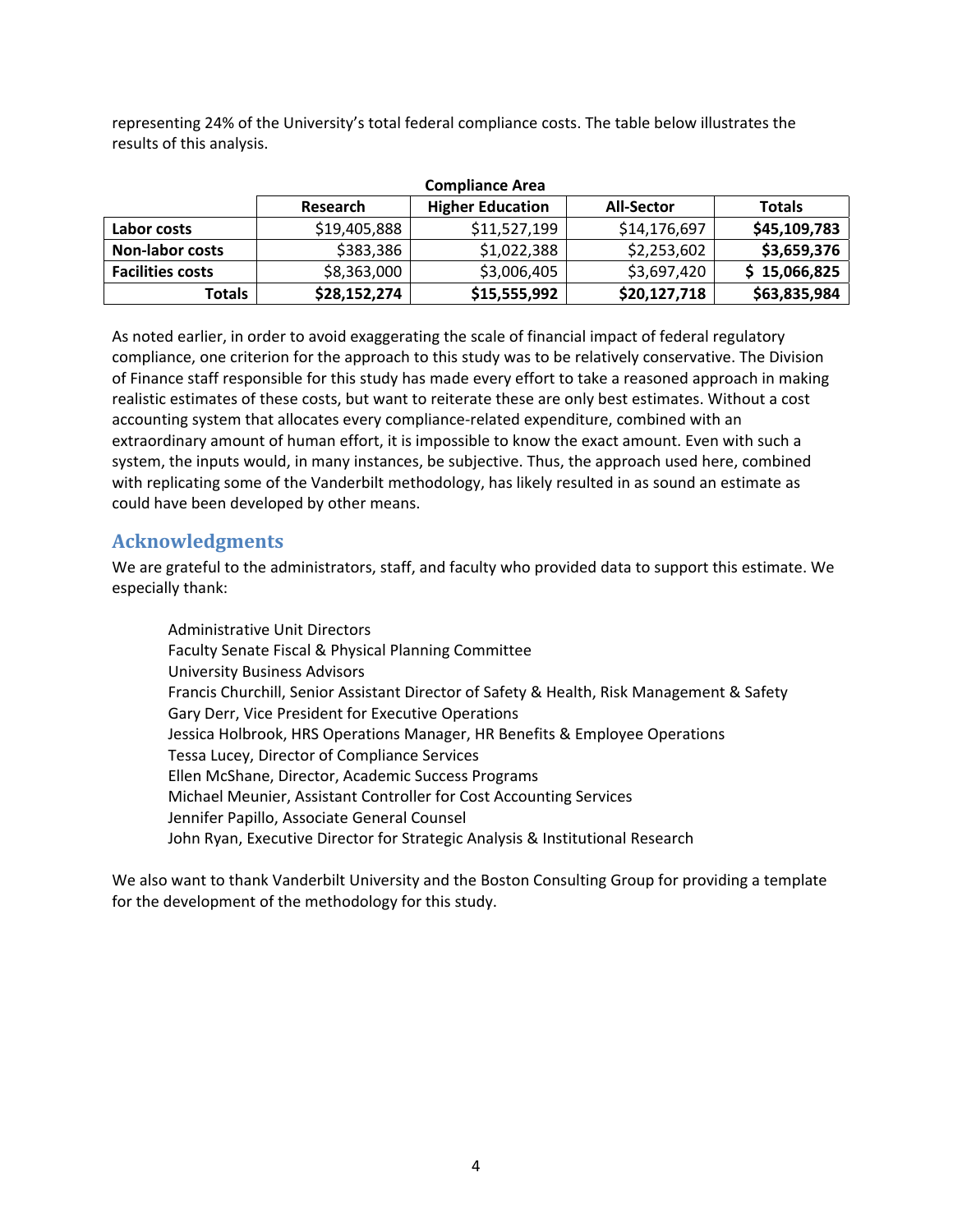representing 24% of the University's total federal compliance costs. The table below illustrates the results of this analysis.

| | Compliance Area | | | |
|---|---|---|---|---|
| | **Research** | **Higher Education** | **All-Sector** | **Totals** |
| **Labor costs** | $19,405,888 | $11,527,199 | $14,176,697 | **$45,109,783** |
| **Non-labor costs** | $383,386 | $1,022,388 | $2,253,602 | **$3,659,376** |
| **Facilities costs** | $8,363,000 | $3,006,405 | $3,697,420 | **$ 15,066,825** |
| **Totals** | **$28,152,274** | **$15,555,992** | **$20,127,718** | **$63,835,984** |

As noted earlier, in order to avoid exaggerating the scale of financial impact of federal regulatory compliance, one criterion for the approach to this study was to be relatively conservative. The Division of Finance staff responsible for this study has made every effort to take a reasoned approach in making realistic estimates of these costs, but want to reiterate these are only best estimates. Without a cost accounting system that allocates every compliance-related expenditure, combined with an extraordinary amount of human effort, it is impossible to know the exact amount. Even with such a system, the inputs would, in many instances, be subjective. Thus, the approach used here, combined with replicating some of the Vanderbilt methodology, has likely resulted in as sound an estimate as could have been developed by other means.

## Acknowledgments

We are grateful to the administrators, staff, and faculty who provided data to support this estimate. We especially thank:

Administrative Unit Directors
Faculty Senate Fiscal & Physical Planning Committee
University Business Advisors
Francis Churchill, Senior Assistant Director of Safety & Health, Risk Management & Safety
Gary Derr, Vice President for Executive Operations
Jessica Holbrook, HRS Operations Manager, HR Benefits & Employee Operations
Tessa Lucey, Director of Compliance Services
Ellen McShane, Director, Academic Success Programs
Michael Meunier, Assistant Controller for Cost Accounting Services
Jennifer Papillo, Associate General Counsel
John Ryan, Executive Director for Strategic Analysis & Institutional Research

We also want to thank Vanderbilt University and the Boston Consulting Group for providing a template for the development of the methodology for this study.